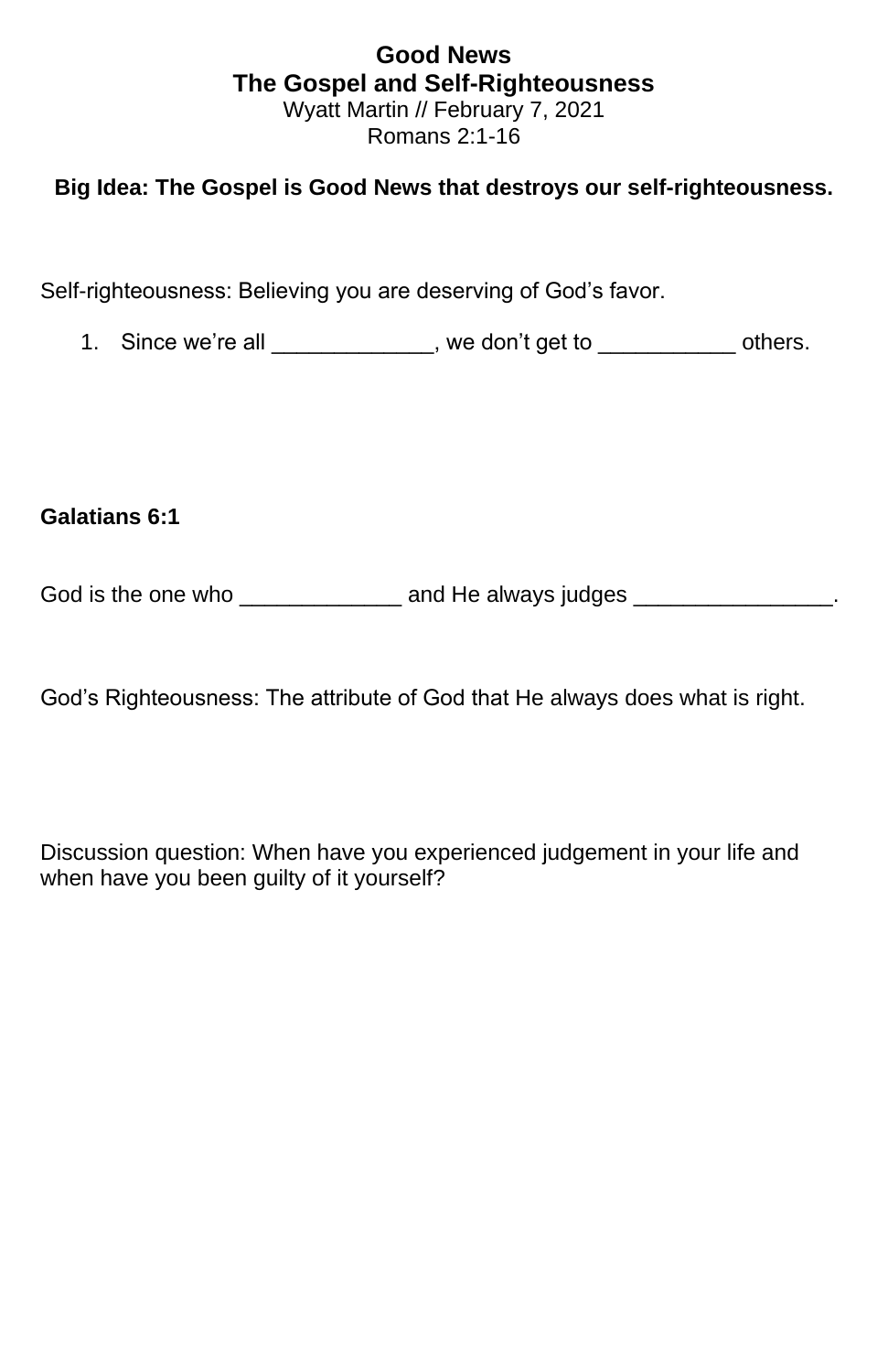# Good News
## The Gospel and Self-Righteousness

Wyatt Martin // February 7, 2021

Romans 2:1-16

**Big Idea: The Gospel is Good News that destroys our self-righteousness.**

Self-righteousness: Believing you are deserving of God's favor.

1. Since we're all _____________, we don't get to ___________ others.

**Galatians 6:1**

God is the one who _____________ and He always judges ________________.

God's Righteousness: The attribute of God that He always does what is right.

Discussion question: When have you experienced judgement in your life and when have you been guilty of it yourself?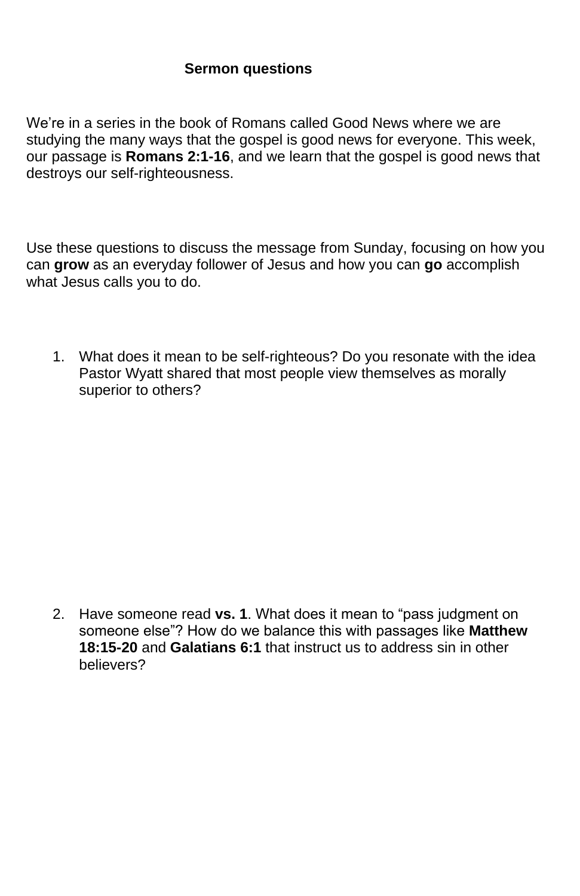**Sermon questions**

We’re in a series in the book of Romans called Good News where we are studying the many ways that the gospel is good news for everyone. This week, our passage is **Romans 2:1-16**, and we learn that the gospel is good news that destroys our self-righteousness.

Use these questions to discuss the message from Sunday, focusing on how you can **grow** as an everyday follower of Jesus and how you can **go** accomplish what Jesus calls you to do.

1. What does it mean to be self-righteous? Do you resonate with the idea Pastor Wyatt shared that most people view themselves as morally superior to others?

2. Have someone read **vs. 1**. What does it mean to “pass judgment on someone else”? How do we balance this with passages like **Matthew 18:15-20** and **Galatians 6:1** that instruct us to address sin in other believers?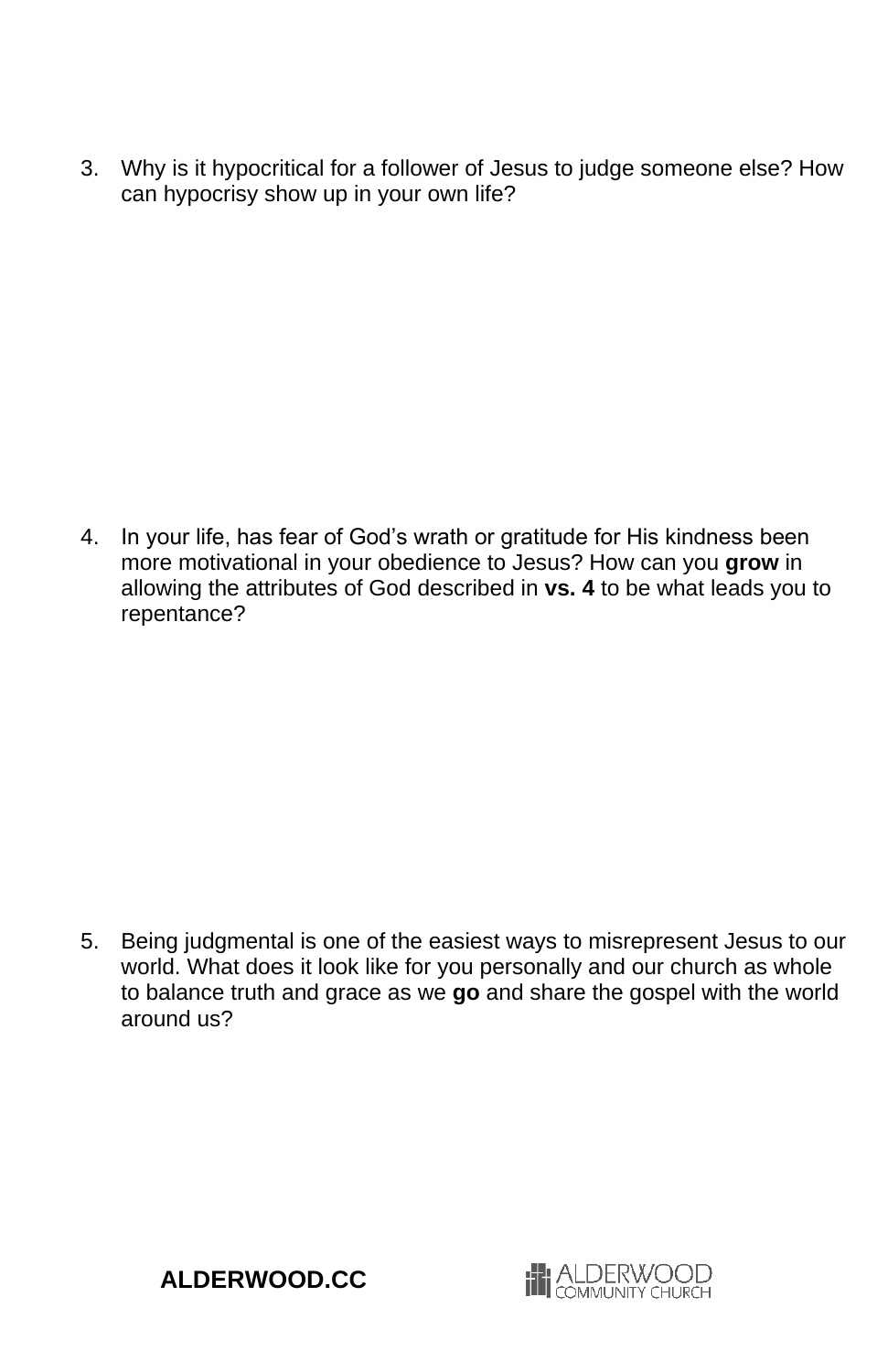3. Why is it hypocritical for a follower of Jesus to judge someone else? How can hypocrisy show up in your own life?

4. In your life, has fear of God's wrath or gratitude for His kindness been more motivational in your obedience to Jesus? How can you **grow** in allowing the attributes of God described in **vs. 4** to be what leads you to repentance?

5. Being judgmental is one of the easiest ways to misrepresent Jesus to our world. What does it look like for you personally and our church as whole to balance truth and grace as we **go** and share the gospel with the world around us?

**ALDERWOOD.CC**

ALDERWOOD COMMUNITY CHURCH